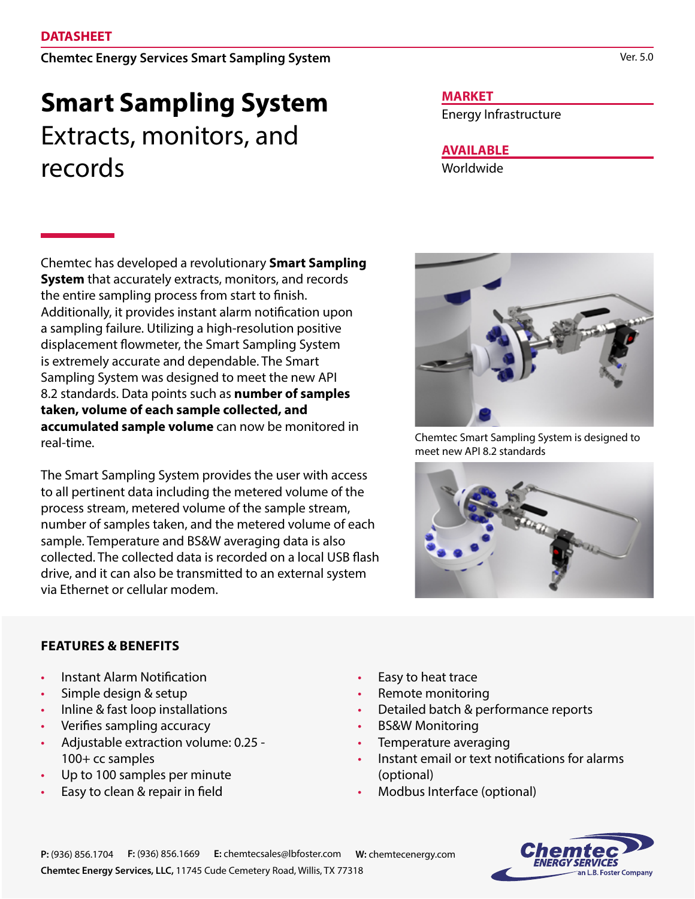**DATASHEET**

**Chemtec Energy Services Smart Sampling System**

Ver. 5.0

# Smart Sampling System

Extracts, monitors, and records

**MARKET**

Energy Infrastructure

**AVAILABLE**

Worldwide

Chemtec has developed a revolutionary **Smart Sampling System** that accurately extracts, monitors, and records the entire sampling process from start to finish. Additionally, it provides instant alarm notification upon a sampling failure. Utilizing a high-resolution positive displacement flowmeter, the Smart Sampling System is extremely accurate and dependable. The Smart Sampling System was designed to meet the new API 8.2 standards. Data points such as **number of samples taken, volume of each sample collected, and accumulated sample volume** can now be monitored in real-time.

The Smart Sampling System provides the user with access to all pertinent data including the metered volume of the process stream, metered volume of the sample stream, number of samples taken, and the metered volume of each sample. Temperature and BS&W averaging data is also collected. The collected data is recorded on a local USB flash drive, and it can also be transmitted to an external system via Ethernet or cellular modem.

Chemtec Smart Sampling System is designed to meet new API 8.2 standards

## FEATURES & BENEFITS

- Instant Alarm Notification
- Simple design & setup
- Inline & fast loop installations
- Verifies sampling accuracy
- Adjustable extraction volume: 0.25 - 100+ cc samples
- Up to 100 samples per minute
- Easy to clean & repair in field
- Easy to heat trace
- Remote monitoring
- Detailed batch & performance reports
- BS&W Monitoring
- Temperature averaging
- Instant email or text notifications for alarms (optional)
- Modbus Interface (optional)

**P:** (936) 856.1704 **F:** (936) 856.1669 **E:** chemtecsales@lbfoster.com **W:** chemtecenergy.com

**Chemtec Energy Services, LLC,** 11745 Cude Cemetery Road, Willis, TX 77318

Chemtec ENERGY SERVICES an L.B. Foster Company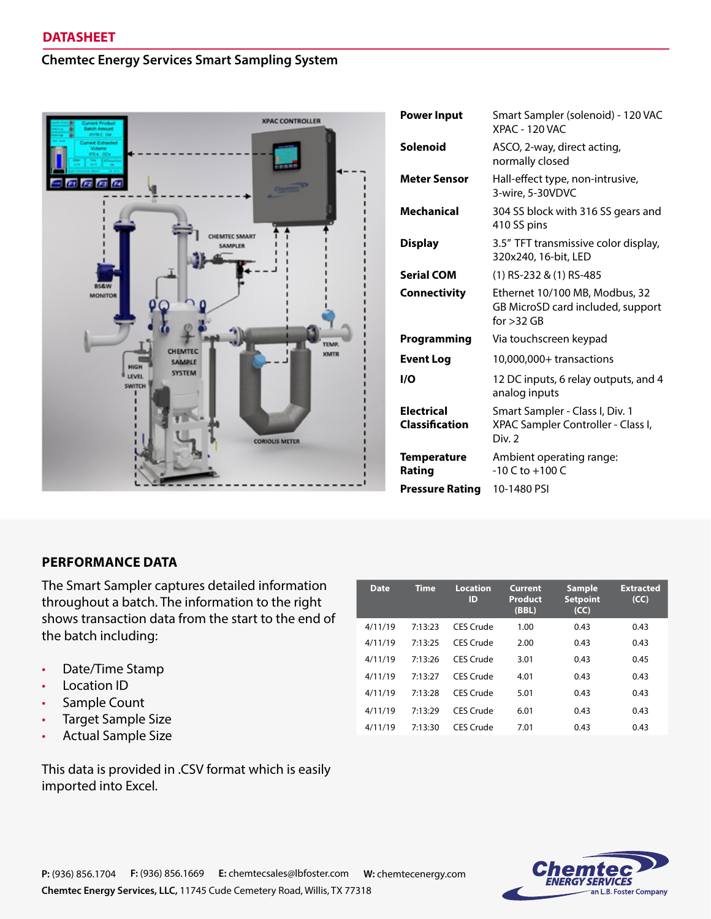**DATASHEET**

## Chemtec Energy Services Smart Sampling System

| | |
|---|---|
| **Power Input** | Smart Sampler (solenoid) - 120 VAC<br>XPAC - 120 VAC |
| **Solenoid** | ASCO, 2-way, direct acting, normally closed |
| **Meter Sensor** | Hall-effect type, non-intrusive, 3-wire, 5-30VDVC |
| **Mechanical** | 304 SS block with 316 SS gears and 410 SS pins |
| **Display** | 3.5" TFT transmissive color display, 320x240, 16-bit, LED |
| **Serial COM** | (1) RS-232 & (1) RS-485 |
| **Connectivity** | Ethernet 10/100 MB, Modbus, 32 GB MicroSD card included, support for >32 GB |
| **Programming** | Via touchscreen keypad |
| **Event Log** | 10,000,000+ transactions |
| **I/O** | 12 DC inputs, 6 relay outputs, and 4 analog inputs |
| **Electrical Classification** | Smart Sampler - Class I, Div. 1<br>XPAC Sampler Controller - Class I, Div. 2 |
| **Temperature Rating** | Ambient operating range:<br>-10 C to +100 C |
| **Pressure Rating** | 10-1480 PSI |

## PERFORMANCE DATA

The Smart Sampler captures detailed information throughout a batch. The information to the right shows transaction data from the start to the end of the batch including:

- Date/Time Stamp
- Location ID
- Sample Count
- Target Sample Size
- Actual Sample Size

This data is provided in .CSV format which is easily imported into Excel.

| Date | Time | Location ID | Current Product (BBL) | Sample Setpoint (CC) | Extracted (CC) |
|---|---|---|---|---|---|
| 4/11/19 | 7:13:23 | CES Crude | 1.00 | 0.43 | 0.43 |
| 4/11/19 | 7:13:25 | CES Crude | 2.00 | 0.43 | 0.43 |
| 4/11/19 | 7:13:26 | CES Crude | 3.01 | 0.43 | 0.45 |
| 4/11/19 | 7:13:27 | CES Crude | 4.01 | 0.43 | 0.43 |
| 4/11/19 | 7:13:28 | CES Crude | 5.01 | 0.43 | 0.43 |
| 4/11/19 | 7:13:29 | CES Crude | 6.01 | 0.43 | 0.43 |
| 4/11/19 | 7:13:30 | CES Crude | 7.01 | 0.43 | 0.43 |

**P:** (936) 856.1704 **F:** (936) 856.1669 **E:** chemtecsales@lbfoster.com **W:** chemtecenergy.com
**Chemtec Energy Services, LLC,** 11745 Cude Cemetery Road, Willis, TX 77318